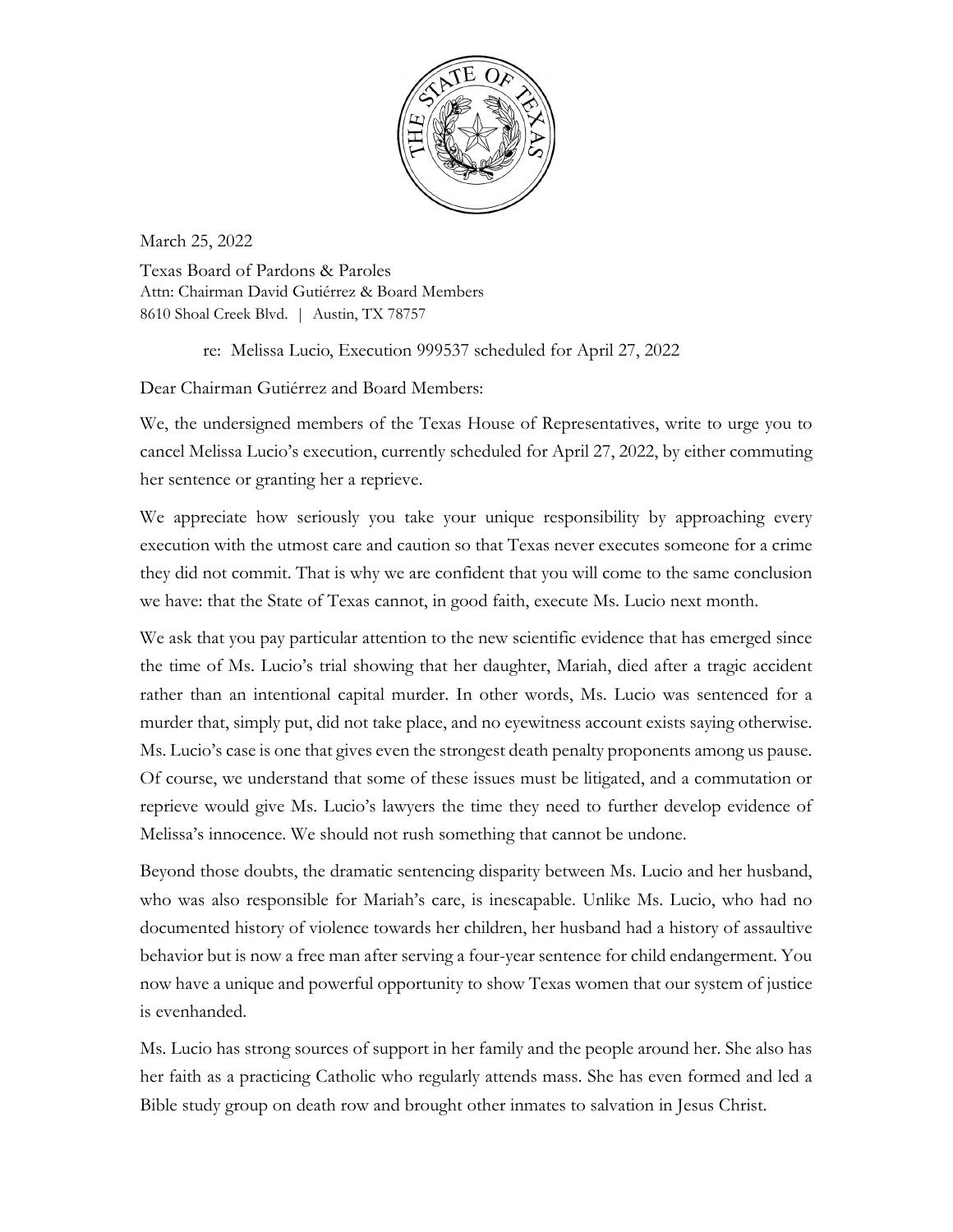March 25, 2022

Texas Board of Pardons & Paroles
Attn: Chairman David Gutiérrez & Board Members
8610 Shoal Creek Blvd. | Austin, TX 78757

re: Melissa Lucio, Execution 999537 scheduled for April 27, 2022

Dear Chairman Gutiérrez and Board Members:

We, the undersigned members of the Texas House of Representatives, write to urge you to cancel Melissa Lucio's execution, currently scheduled for April 27, 2022, by either commuting her sentence or granting her a reprieve.

We appreciate how seriously you take your unique responsibility by approaching every execution with the utmost care and caution so that Texas never executes someone for a crime they did not commit. That is why we are confident that you will come to the same conclusion we have: that the State of Texas cannot, in good faith, execute Ms. Lucio next month.

We ask that you pay particular attention to the new scientific evidence that has emerged since the time of Ms. Lucio's trial showing that her daughter, Mariah, died after a tragic accident rather than an intentional capital murder. In other words, Ms. Lucio was sentenced for a murder that, simply put, did not take place, and no eyewitness account exists saying otherwise. Ms. Lucio's case is one that gives even the strongest death penalty proponents among us pause. Of course, we understand that some of these issues must be litigated, and a commutation or reprieve would give Ms. Lucio's lawyers the time they need to further develop evidence of Melissa's innocence. We should not rush something that cannot be undone.

Beyond those doubts, the dramatic sentencing disparity between Ms. Lucio and her husband, who was also responsible for Mariah's care, is inescapable. Unlike Ms. Lucio, who had no documented history of violence towards her children, her husband had a history of assaultive behavior but is now a free man after serving a four-year sentence for child endangerment. You now have a unique and powerful opportunity to show Texas women that our system of justice is evenhanded.

Ms. Lucio has strong sources of support in her family and the people around her. She also has her faith as a practicing Catholic who regularly attends mass. She has even formed and led a Bible study group on death row and brought other inmates to salvation in Jesus Christ.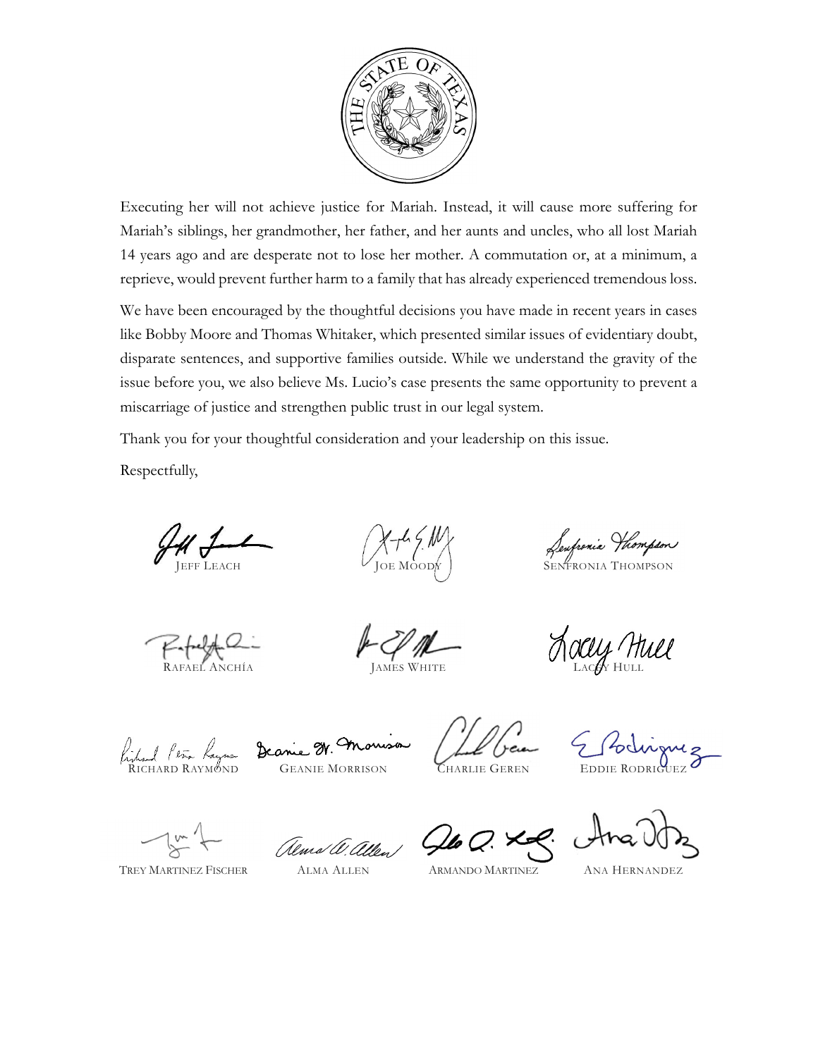Executing her will not achieve justice for Mariah. Instead, it will cause more suffering for Mariah's siblings, her grandmother, her father, and her aunts and uncles, who all lost Mariah 14 years ago and are desperate not to lose her mother. A commutation or, at a minimum, a reprieve, would prevent further harm to a family that has already experienced tremendous loss.

We have been encouraged by the thoughtful decisions you have made in recent years in cases like Bobby Moore and Thomas Whitaker, which presented similar issues of evidentiary doubt, disparate sentences, and supportive families outside. While we understand the gravity of the issue before you, we also believe Ms. Lucio's case presents the same opportunity to prevent a miscarriage of justice and strengthen public trust in our legal system.

Thank you for your thoughtful consideration and your leadership on this issue.

Respectfully,

| | | |
|---|---|---|
| Jeff Leach | Joe Moody | Senfronia Thompson |
| Rafael Anchía | James White | Lacey Hull |

| | | | |
|---|---|---|---|
| Richard Raymond | Geanie Morrison | Charlie Geren | Eddie Rodriguez |
| Trey Martinez Fischer | Alma Allen | Armando Martinez | Ana Hernandez |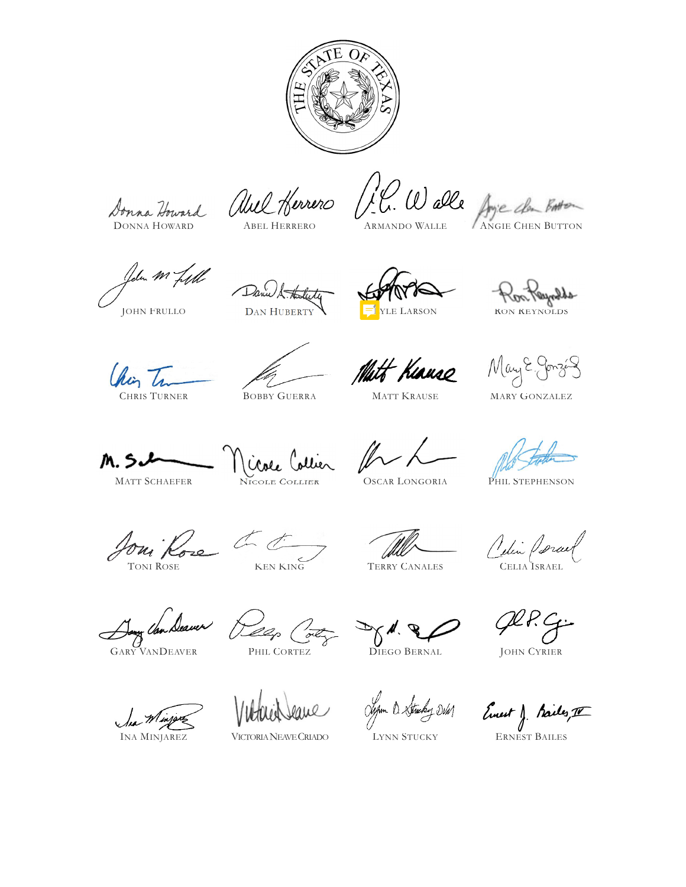Donna Howard — DONNA HOWARD

Abel Herrero — ABEL HERRERO

Armando Walle — ARMANDO WALLE

Angie Chen Button — ANGIE CHEN BUTTON

John Frullo — JOHN FRULLO

Dan Huberty — DAN HUBERTY

Kyle Larson — KYLE LARSON

Ron Reynolds — RON REYNOLDS

Chris Turner — CHRIS TURNER

Bobby Guerra — BOBBY GUERRA

Matt Krause — MATT KRAUSE

Mary González — MARY GONZALEZ

Matt Schaefer — MATT SCHAEFER

Nicole Collier — NICOLE COLLIER

Oscar Longoria — OSCAR LONGORIA

Phil Stephenson — PHIL STEPHENSON

Toni Rose — TONI ROSE

Ken King — KEN KING

Terry Canales — TERRY CANALES

Celia Israel — CELIA ISRAEL

Gary VanDeaver — GARY VANDEAVER

Philip Cortez — PHIL CORTEZ

Diego Bernal — DIEGO BERNAL

John Cyrier — JOHN CYRIER

Ina Minjarez — INA MINJAREZ

Victoria Neave — VICTORIA NEAVE CRIADO

Lynn Stucky — LYNN STUCKY

Ernest Bailes — ERNEST BAILES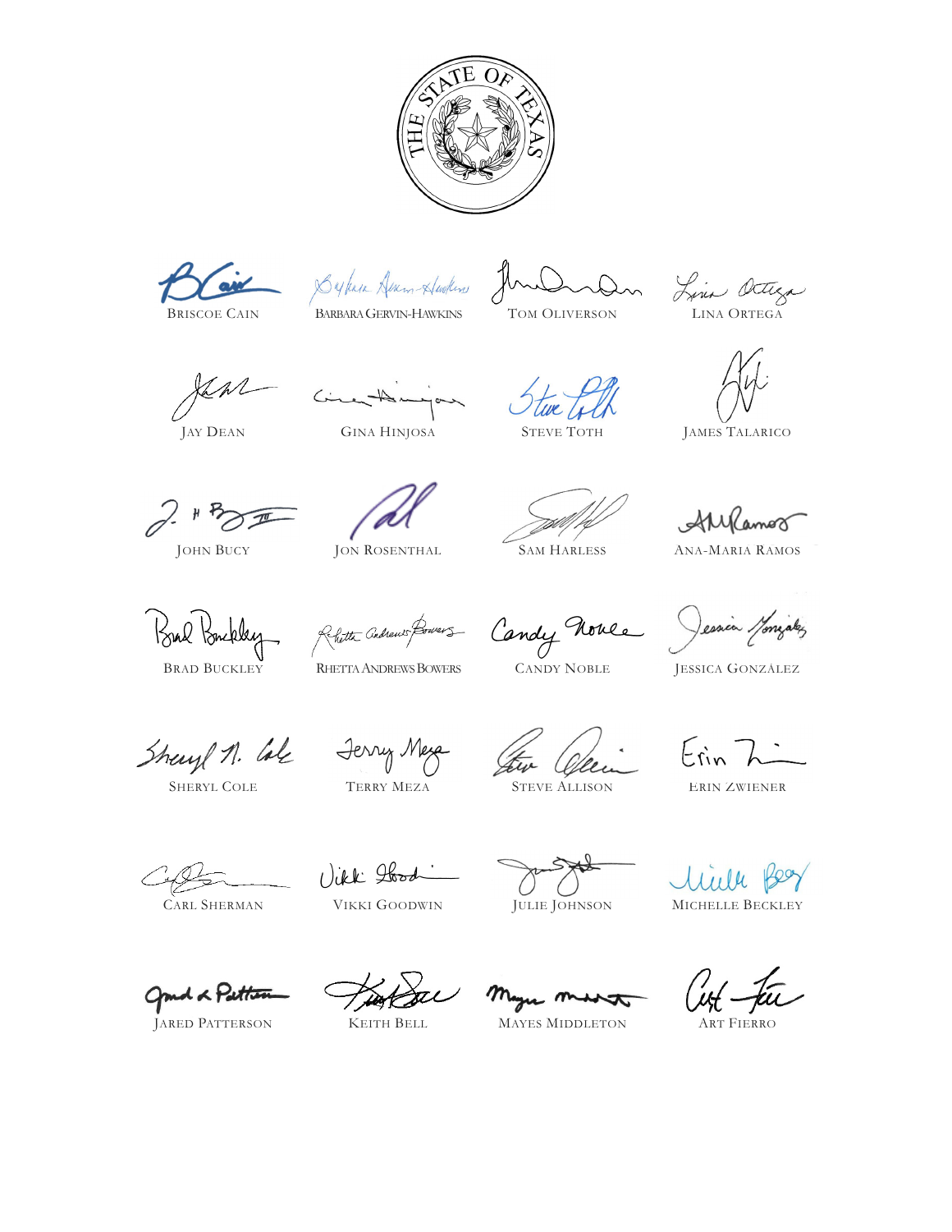THE STATE OF TEXAS

| | | | |
|---|---|---|---|
| Briscoe Cain | Barbara Gervin-Hawkins | Tom Oliverson | Lina Ortega |
| Jay Dean | Gina Hinjosa | Steve Toth | James Talarico |
| John Bucy | Jon Rosenthal | Sam Harless | Ana-Maria Ramos |
| Brad Buckley | Rhetta Andrews Bowers | Candy Noble | Jessica González |
| Sheryl Cole | Terry Meza | Steve Allison | Erin Zwiener |
| Carl Sherman | Vikki Goodwin | Julie Johnson | Michelle Beckley |
| Jared Patterson | Keith Bell | Mayes Middleton | Art Fierro |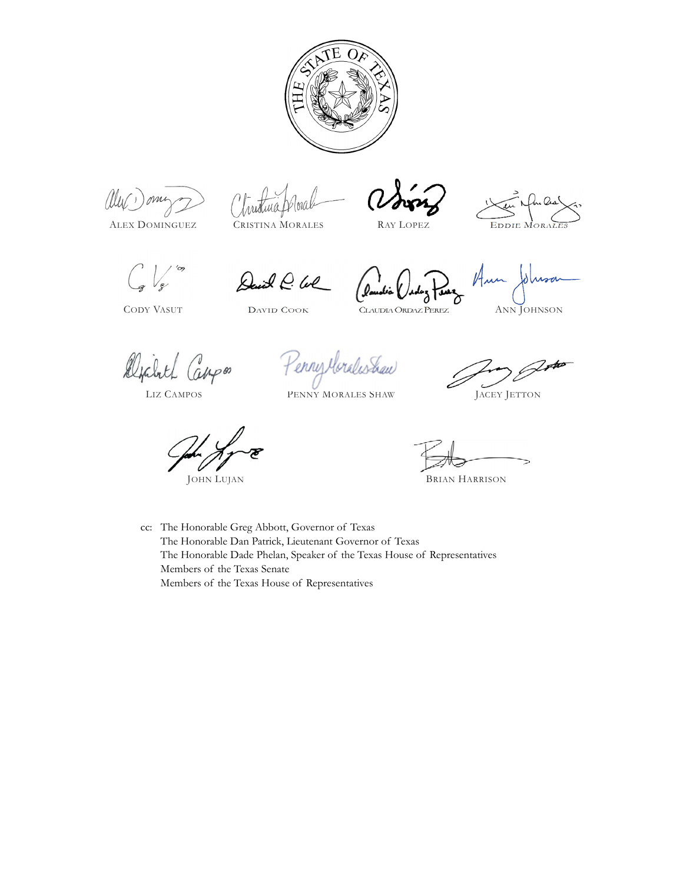ALEX DOMINGUEZ

CRISTINA MORALES

RAY LOPEZ

EDDIE MORALES

CODY VASUT

DAVID COOK

CLAUDIA ORDAZ PEREZ

ANN JOHNSON

LIZ CAMPOS

PENNY MORALES SHAW

JACEY JETTON

JOHN LUJAN

BRIAN HARRISON

cc: The Honorable Greg Abbott, Governor of Texas
The Honorable Dan Patrick, Lieutenant Governor of Texas
The Honorable Dade Phelan, Speaker of the Texas House of Representatives
Members of the Texas Senate
Members of the Texas House of Representatives